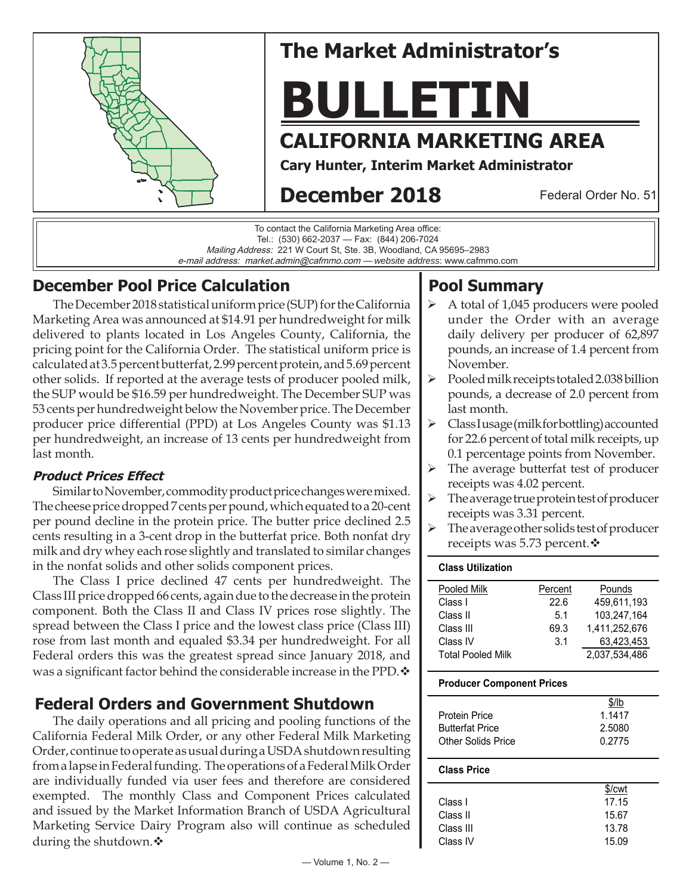# The Market Administrator's BULLETIN

## CALIFORNIA MARKETING AREA

**Cary Hunter, Interim Market Administrator**

**December 2018**

Federal Order No. 51

To contact the California Marketing Area office:
Tel.: (530) 662-2037 — Fax: (844) 206-7024
*Mailing Address:* 221 W Court St, Ste. 3B, Woodland, CA 95695–2983
*e-mail address: market.admin@cafmmo.com — website address*: www.cafmmo.com

## December Pool Price Calculation

The December 2018 statistical uniform price (SUP) for the California Marketing Area was announced at $14.91 per hundredweight for milk delivered to plants located in Los Angeles County, California, the pricing point for the California Order. The statistical uniform price is calculated at 3.5 percent butterfat, 2.99 percent protein, and 5.69 percent other solids. If reported at the average tests of producer pooled milk, the SUP would be $16.59 per hundredweight. The December SUP was 53 cents per hundredweight below the November price. The December producer price differential (PPD) at Los Angeles County was $1.13 per hundredweight, an increase of 13 cents per hundredweight from last month.

### *Product Prices Effect*

Similar to November, commodity product price changes were mixed. The cheese price dropped 7 cents per pound, which equated to a 20-cent per pound decline in the protein price. The butter price declined 2.5 cents resulting in a 3-cent drop in the butterfat price. Both nonfat dry milk and dry whey each rose slightly and translated to similar changes in the nonfat solids and other solids component prices.

The Class I price declined 47 cents per hundredweight. The Class III price dropped 66 cents, again due to the decrease in the protein component. Both the Class II and Class IV prices rose slightly. The spread between the Class I price and the lowest class price (Class III) rose from last month and equaled $3.34 per hundredweight. For all Federal orders this was the greatest spread since January 2018, and was a significant factor behind the considerable increase in the PPD.❖

## Federal Orders and Government Shutdown

The daily operations and all pricing and pooling functions of the California Federal Milk Order, or any other Federal Milk Marketing Order, continue to operate as usual during a USDA shutdown resulting from a lapse in Federal funding. The operations of a Federal Milk Order are individually funded via user fees and therefore are considered exempted. The monthly Class and Component Prices calculated and issued by the Market Information Branch of USDA Agricultural Marketing Service Dairy Program also will continue as scheduled during the shutdown.❖

## Pool Summary

- A total of 1,045 producers were pooled under the Order with an average daily delivery per producer of 62,897 pounds, an increase of 1.4 percent from November.
- Pooled milk receipts totaled 2.038 billion pounds, a decrease of 2.0 percent from last month.
- Class I usage (milk for bottling) accounted for 22.6 percent of total milk receipts, up 0.1 percentage points from November.
- The average butterfat test of producer receipts was 4.02 percent.
- The average true protein test of producer receipts was 3.31 percent.
- The average other solids test of producer receipts was 5.73 percent.❖

**Class Utilization**

| Pooled Milk | Percent | Pounds |
|---|---|---|
| Class I | 22.6 | 459,611,193 |
| Class II | 5.1 | 103,247,164 |
| Class III | 69.3 | 1,411,252,676 |
| Class IV | 3.1 | 63,423,453 |
| Total Pooled Milk | | 2,037,534,486 |

**Producer Component Prices**

| | $/lb |
|---|---|
| Protein Price | 1.1417 |
| Butterfat Price | 2.5080 |
| Other Solids Price | 0.2775 |

**Class Price**

| | $/cwt |
|---|---|
| Class I | 17.15 |
| Class II | 15.67 |
| Class III | 13.78 |
| Class IV | 15.09 |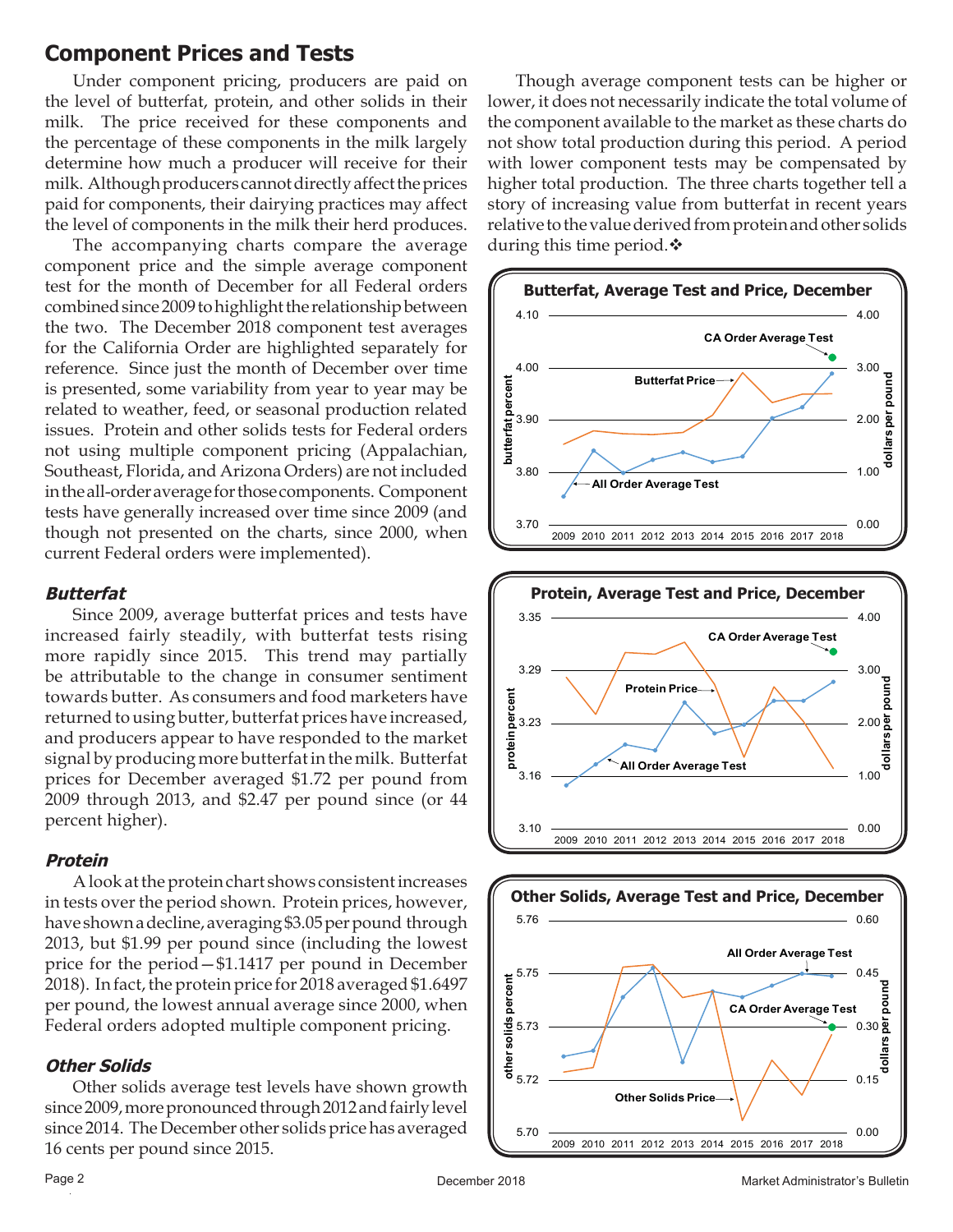## Component Prices and Tests

Under component pricing, producers are paid on the level of butterfat, protein, and other solids in their milk. The price received for these components and the percentage of these components in the milk largely determine how much a producer will receive for their milk. Although producers cannot directly affect the prices paid for components, their dairying practices may affect the level of components in the milk their herd produces.

The accompanying charts compare the average component price and the simple average component test for the month of December for all Federal orders combined since 2009 to highlight the relationship between the two. The December 2018 component test averages for the California Order are highlighted separately for reference. Since just the month of December over time is presented, some variability from year to year may be related to weather, feed, or seasonal production related issues. Protein and other solids tests for Federal orders not using multiple component pricing (Appalachian, Southeast, Florida, and Arizona Orders) are not included in the all-order average for those components. Component tests have generally increased over time since 2009 (and though not presented on the charts, since 2000, when current Federal orders were implemented).

### *Butterfat*

Since 2009, average butterfat prices and tests have increased fairly steadily, with butterfat tests rising more rapidly since 2015. This trend may partially be attributable to the change in consumer sentiment towards butter. As consumers and food marketers have returned to using butter, butterfat prices have increased, and producers appear to have responded to the market signal by producing more butterfat in the milk. Butterfat prices for December averaged $1.72 per pound from 2009 through 2013, and $2.47 per pound since (or 44 percent higher).

### *Protein*

A look at the protein chart shows consistent increases in tests over the period shown. Protein prices, however, have shown a decline, averaging $3.05 per pound through 2013, but $1.99 per pound since (including the lowest price for the period—$1.1417 per pound in December 2018). In fact, the protein price for 2018 averaged $1.6497 per pound, the lowest annual average since 2000, when Federal orders adopted multiple component pricing.

### *Other Solids*

Other solids average test levels have shown growth since 2009, more pronounced through 2012 and fairly level since 2014. The December other solids price has averaged 16 cents per pound since 2015.

Though average component tests can be higher or lower, it does not necessarily indicate the total volume of the component available to the market as these charts do not show total production during this period. A period with lower component tests may be compensated by higher total production. The three charts together tell a story of increasing value from butterfat in recent years relative to the value derived from protein and other solids during this time period.❖

**Butterfat, Average Test and Price, December**

**Protein, Average Test and Price, December**

**Other Solids, Average Test and Price, December**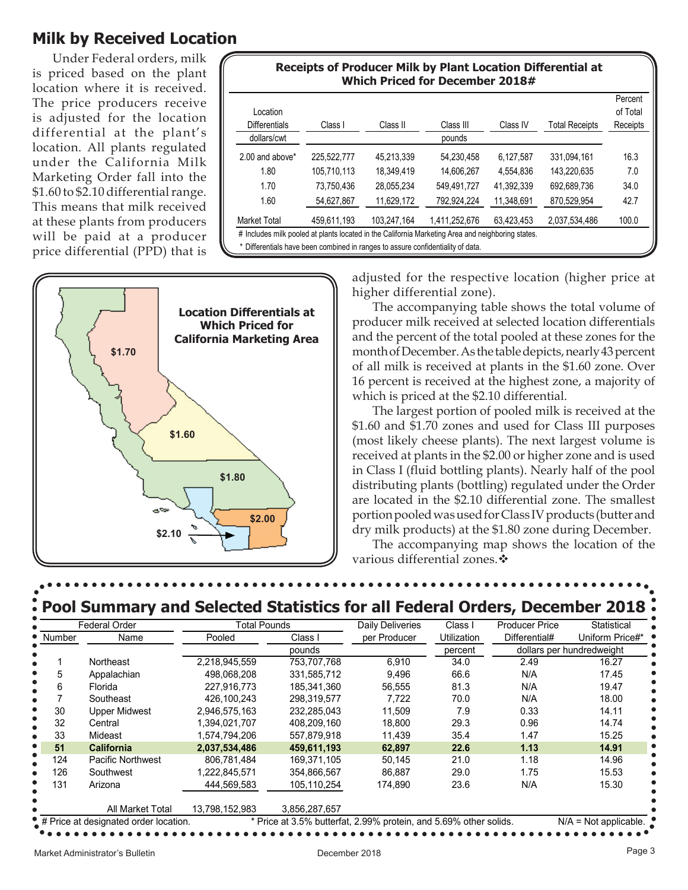## Milk by Received Location

Under Federal orders, milk is priced based on the plant location where it is received. The price producers receive is adjusted for the location differential at the plant's location. All plants regulated under the California Milk Marketing Order fall into the \$1.60 to \$2.10 differential range. This means that milk received at these plants from producers will be paid at a producer price differential (PPD) that is adjusted for the respective location (higher price at higher differential zone).

**Receipts of Producer Milk by Plant Location Differential at Which Priced for December 2018#**

| Location Differentials | Class I | Class II | Class III | Class IV | Total Receipts | Percent of Total Receipts |
|---|---|---|---|---|---|---|
| dollars/cwt | | | pounds | | | |
| 2.00 and above* | 225,522,777 | 45,213,339 | 54,230,458 | 6,127,587 | 331,094,161 | 16.3 |
| 1.80 | 105,710,113 | 18,349,419 | 14,606,267 | 4,554,836 | 143,220,635 | 7.0 |
| 1.70 | 73,750,436 | 28,055,234 | 549,491,727 | 41,392,339 | 692,689,736 | 34.0 |
| 1.60 | 54,627,867 | 11,629,172 | 792,924,224 | 11,348,691 | 870,529,954 | 42.7 |
| Market Total | 459,611,193 | 103,247,164 | 1,411,252,676 | 63,423,453 | 2,037,534,486 | 100.0 |

\# Includes milk pooled at plants located in the California Marketing Area and neighboring states.

\* Differentials have been combined in ranges to assure confidentiality of data.

**Location Differentials at Which Priced for California Marketing Area**

\$1.70 · \$1.60 · \$1.80 · \$2.00 · \$2.10

The accompanying table shows the total volume of producer milk received at selected location differentials and the percent of the total pooled at these zones for the month of December. As the table depicts, nearly 43 percent of all milk is received at plants in the \$1.60 zone. Over 16 percent is received at the highest zone, a majority of which is priced at the \$2.10 differential.

The largest portion of pooled milk is received at the \$1.60 and \$1.70 zones and used for Class III purposes (most likely cheese plants). The next largest volume is received at plants in the \$2.00 or higher zone and is used in Class I (fluid bottling plants). Nearly half of the pool distributing plants (bottling) regulated under the Order are located in the \$2.10 differential zone. The smallest portion pooled was used for Class IV products (butter and dry milk products) at the \$1.80 zone during December.

The accompanying map shows the location of the various differential zones.❖

## Pool Summary and Selected Statistics for all Federal Orders, December 2018

| Federal Order Number | Federal Order Name | Total Pounds Pooled | Total Pounds Class I | Daily Deliveries per Producer | Class I Utilization | Producer Price Differential# | Statistical Uniform Price#* |
|---|---|---|---|---|---|---|---|
| | | | pounds | | percent | dollars per hundredweight | |
| 1 | Northeast | 2,218,945,559 | 753,707,768 | 6,910 | 34.0 | 2.49 | 16.27 |
| 5 | Appalachian | 498,068,208 | 331,585,712 | 9,496 | 66.6 | N/A | 17.45 |
| 6 | Florida | 227,916,773 | 185,341,360 | 56,555 | 81.3 | N/A | 19.47 |
| 7 | Southeast | 426,100,243 | 298,319,577 | 7,722 | 70.0 | N/A | 18.00 |
| 30 | Upper Midwest | 2,946,575,163 | 232,285,043 | 11,509 | 7.9 | 0.33 | 14.11 |
| 32 | Central | 1,394,021,707 | 408,209,160 | 18,800 | 29.3 | 0.96 | 14.74 |
| 33 | Mideast | 1,574,794,206 | 557,879,918 | 11,439 | 35.4 | 1.47 | 15.25 |
| **51** | **California** | **2,037,534,486** | **459,611,193** | **62,897** | **22.6** | **1.13** | **14.91** |
| 124 | Pacific Northwest | 806,781,484 | 169,371,105 | 50,145 | 21.0 | 1.18 | 14.96 |
| 126 | Southwest | 1,222,845,571 | 354,866,567 | 86,887 | 29.0 | 1.75 | 15.53 |
| 131 | Arizona | 444,569,583 | 105,110,254 | 174,890 | 23.6 | N/A | 15.30 |
| | All Market Total | 13,798,152,983 | 3,856,287,657 | | | | |

\# Price at designated order location. * Price at 3.5% butterfat, 2.99% protein, and 5.69% other solids. N/A = Not applicable.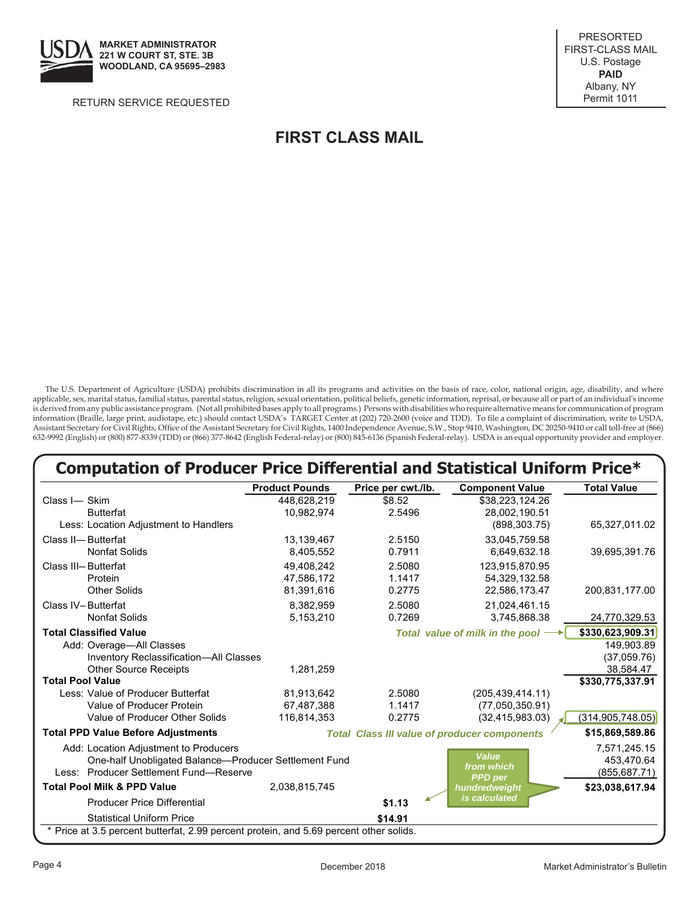**MARKET ADMINISTRATOR**
**221 W COURT ST, STE. 3B**
**WOODLAND, CA 95695–2983**

RETURN SERVICE REQUESTED

PRESORTED
FIRST-CLASS MAIL
U.S. Postage
**PAID**
Albany, NY
Permit 1011

## FIRST CLASS MAIL

The U.S. Department of Agriculture (USDA) prohibits discrimination in all its programs and activities on the basis of race, color, national origin, age, disability, and where applicable, sex, marital status, familial status, parental status, religion, sexual orientation, political beliefs, genetic information, reprisal, or because all or part of an individual's income is derived from any public assistance program. (Not all prohibited bases apply to all programs.) Persons with disabilities who require alternative means for communication of program information (Braille, large print, audiotape, etc.) should contact USDA's TARGET Center at (202) 720-2600 (voice and TDD). To file a complaint of discrimination, write to USDA, Assistant Secretary for Civil Rights, Office of the Assistant Secretary for Civil Rights, 1400 Independence Avenue, S.W., Stop 9410, Washington, DC 20250-9410 or call toll-free at (866) 632-9992 (English) or (800) 877-8339 (TDD) or (866) 377-8642 (English Federal-relay) or (800) 845-6136 (Spanish Federal-relay). USDA is an equal opportunity provider and employer.

## Computation of Producer Price Differential and Statistical Uniform Price*

| | Product Pounds | Price per cwt./lb. | Component Value | Total Value |
|---|---|---|---|---|
| Class I— Skim | 448,628,219 | $8.52 | $38,223,124.26 | |
| Butterfat | 10,982,974 | 2.5496 | 28,002,190.51 | |
| Less: Location Adjustment to Handlers | | | (898,303.75) | 65,327,011.02 |
| Class II— Butterfat | 13,139,467 | 2.5150 | 33,045,759.58 | |
| Nonfat Solids | 8,405,552 | 0.7911 | 6,649,632.18 | 39,695,391.76 |
| Class III— Butterfat | 49,408,242 | 2.5080 | 123,915,870.95 | |
| Protein | 47,586,172 | 1.1417 | 54,329,132.58 | |
| Other Solids | 81,391,616 | 0.2775 | 22,586,173.47 | 200,831,177.00 |
| Class IV— Butterfat | 8,382,959 | 2.5080 | 21,024,461.15 | |
| Nonfat Solids | 5,153,210 | 0.7269 | 3,745,868.38 | 24,770,329.53 |
| **Total Classified Value** | | | *Total value of milk in the pool* → | **$330,623,909.31** |
| Add: Overage—All Classes | | | | 149,903.89 |
| Inventory Reclassification—All Classes | | | | (37,059.76) |
| Other Source Receipts | 1,281,259 | | | 38,584.47 |
| **Total Pool Value** | | | | **$330,775,337.91** |
| Less: Value of Producer Butterfat | 81,913,642 | 2.5080 | (205,439,414.11) | |
| Value of Producer Protein | 67,487,388 | 1.1417 | (77,050,350.91) | |
| Value of Producer Other Solids | 116,814,353 | 0.2775 | (32,415,983.03) | (314,905,748.05) |
| **Total PPD Value Before Adjustments** | | *Total Class III value of producer components* | | **$15,869,589.86** |
| Add: Location Adjustment to Producers | | | | 7,571,245.15 |
| One-half Unobligated Balance—Producer Settlement Fund | | | | 453,470.64 |
| Less: Producer Settlement Fund—Reserve | | | | (855,687.71) |
| **Total Pool Milk & PPD Value** | 2,038,815,745 | | | **$23,038,617.94** |
| Producer Price Differential | | **$1.13** | *Value from which PPD per hundredweight is calculated* | |
| Statistical Uniform Price | | **$14.91** | | |

\* Price at 3.5 percent butterfat, 2.99 percent protein, and 5.69 percent other solids.